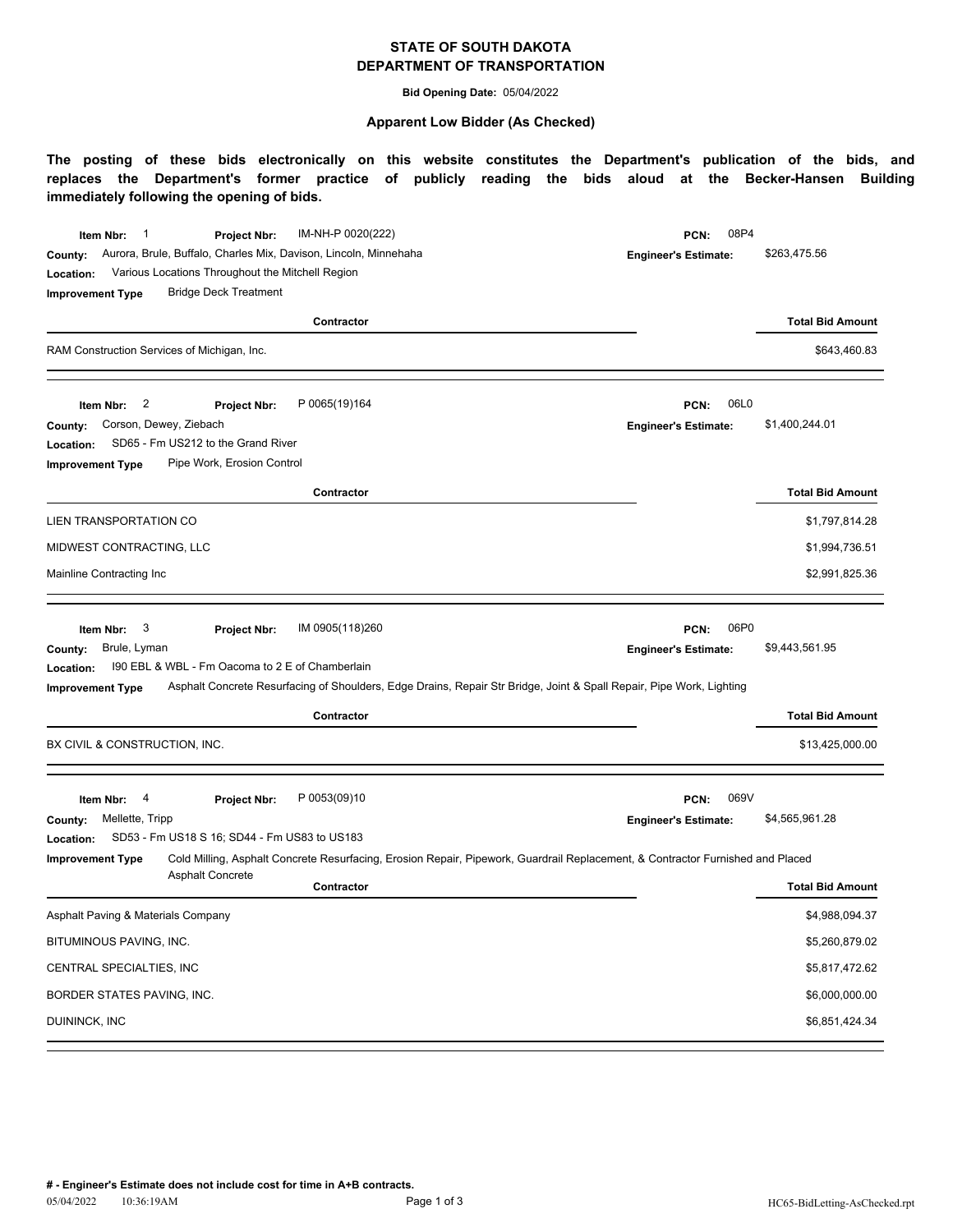# STATE OF SOUTH DAKOTA
# DEPARTMENT OF TRANSPORTATION

**Bid Opening Date:** 05/04/2022

**Apparent Low Bidder (As Checked)**

**The posting of these bids electronically on this website constitutes the Department's publication of the bids, and replaces the Department's former practice of publicly reading the bids aloud at the Becker-Hansen Building immediately following the opening of bids.**

---

**Item Nbr:** 1 **Project Nbr:** IM-NH-P 0020(222) **PCN:** 08P4
**County:** Aurora, Brule, Buffalo, Charles Mix, Davison, Lincoln, Minnehaha **Engineer's Estimate:** $263,475.56
**Location:** Various Locations Throughout the Mitchell Region
**Improvement Type** Bridge Deck Treatment

| Contractor | Total Bid Amount |
|---|---|
| RAM Construction Services of Michigan, Inc. | $643,460.83 |

---

**Item Nbr:** 2 **Project Nbr:** P 0065(19)164 **PCN:** 06L0
**County:** Corson, Dewey, Ziebach **Engineer's Estimate:** $1,400,244.01
**Location:** SD65 - Fm US212 to the Grand River
**Improvement Type** Pipe Work, Erosion Control

| Contractor | Total Bid Amount |
|---|---|
| LIEN TRANSPORTATION CO | $1,797,814.28 |
| MIDWEST CONTRACTING, LLC | $1,994,736.51 |
| Mainline Contracting Inc | $2,991,825.36 |

---

**Item Nbr:** 3 **Project Nbr:** IM 0905(118)260 **PCN:** 06P0
**County:** Brule, Lyman **Engineer's Estimate:** $9,443,561.95
**Location:** I90 EBL & WBL - Fm Oacoma to 2 E of Chamberlain
**Improvement Type** Asphalt Concrete Resurfacing of Shoulders, Edge Drains, Repair Str Bridge, Joint & Spall Repair, Pipe Work, Lighting

| Contractor | Total Bid Amount |
|---|---|
| BX CIVIL & CONSTRUCTION, INC. | $13,425,000.00 |

---

**Item Nbr:** 4 **Project Nbr:** P 0053(09)10 **PCN:** 069V
**County:** Mellette, Tripp **Engineer's Estimate:** $4,565,961.28
**Location:** SD53 - Fm US18 S 16; SD44 - Fm US83 to US183
**Improvement Type** Cold Milling, Asphalt Concrete Resurfacing, Erosion Repair, Pipework, Guardrail Replacement, & Contractor Furnished and Placed Asphalt Concrete

| Contractor | Total Bid Amount |
|---|---|
| Asphalt Paving & Materials Company | $4,988,094.37 |
| BITUMINOUS PAVING, INC. | $5,260,879.02 |
| CENTRAL SPECIALTIES, INC | $5,817,472.62 |
| BORDER STATES PAVING, INC. | $6,000,000.00 |
| DUININCK, INC | $6,851,424.34 |

---

**# - Engineer's Estimate does not include cost for time in A+B contracts.**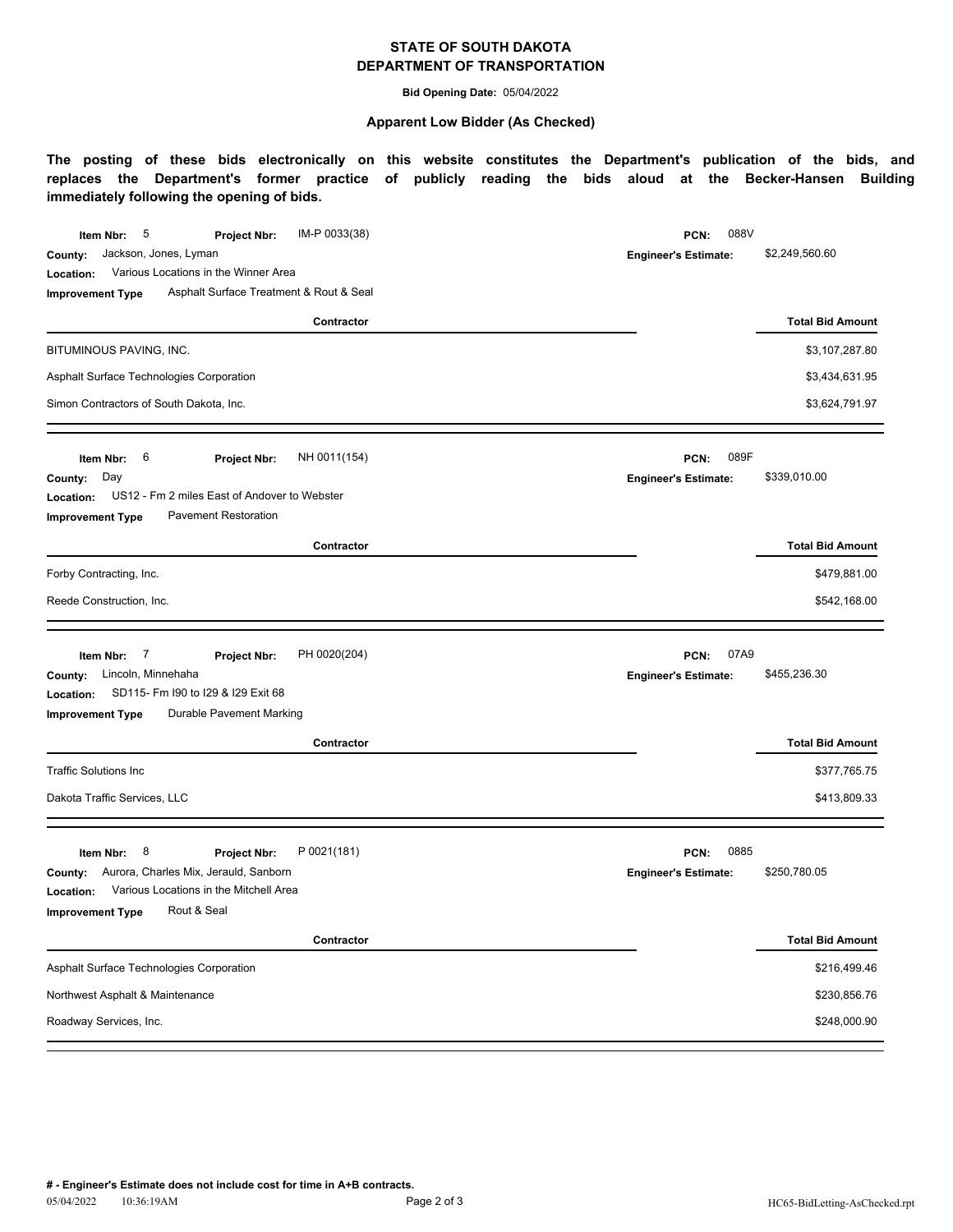**STATE OF SOUTH DAKOTA**
**DEPARTMENT OF TRANSPORTATION**

**Bid Opening Date:** 05/04/2022

**Apparent Low Bidder (As Checked)**

**The posting of these bids electronically on this website constitutes the Department's publication of the bids, and replaces the Department's former practice of publicly reading the bids aloud at the Becker-Hansen Building immediately following the opening of bids.**

**Item Nbr:** 5 **Project Nbr:** IM-P 0033(38) **PCN:** 088V
**County:** Jackson, Jones, Lyman **Engineer's Estimate:** $2,249,560.60
**Location:** Various Locations in the Winner Area
**Improvement Type** Asphalt Surface Treatment & Rout & Seal

| Contractor | Total Bid Amount |
|---|---|
| BITUMINOUS PAVING, INC. | $3,107,287.80 |
| Asphalt Surface Technologies Corporation | $3,434,631.95 |
| Simon Contractors of South Dakota, Inc. | $3,624,791.97 |

**Item Nbr:** 6 **Project Nbr:** NH 0011(154) **PCN:** 089F
**County:** Day **Engineer's Estimate:** $339,010.00
**Location:** US12 - Fm 2 miles East of Andover to Webster
**Improvement Type** Pavement Restoration

| Contractor | Total Bid Amount |
|---|---|
| Forby Contracting, Inc. | $479,881.00 |
| Reede Construction, Inc. | $542,168.00 |

**Item Nbr:** 7 **Project Nbr:** PH 0020(204) **PCN:** 07A9
**County:** Lincoln, Minnehaha **Engineer's Estimate:** $455,236.30
**Location:** SD115- Fm I90 to I29 & I29 Exit 68
**Improvement Type** Durable Pavement Marking

| Contractor | Total Bid Amount |
|---|---|
| Traffic Solutions Inc | $377,765.75 |
| Dakota Traffic Services, LLC | $413,809.33 |

**Item Nbr:** 8 **Project Nbr:** P 0021(181) **PCN:** 0885
**County:** Aurora, Charles Mix, Jerauld, Sanborn **Engineer's Estimate:** $250,780.05
**Location:** Various Locations in the Mitchell Area
**Improvement Type** Rout & Seal

| Contractor | Total Bid Amount |
|---|---|
| Asphalt Surface Technologies Corporation | $216,499.46 |
| Northwest Asphalt & Maintenance | $230,856.76 |
| Roadway Services, Inc. | $248,000.90 |

**# - Engineer's Estimate does not include cost for time in A+B contracts.**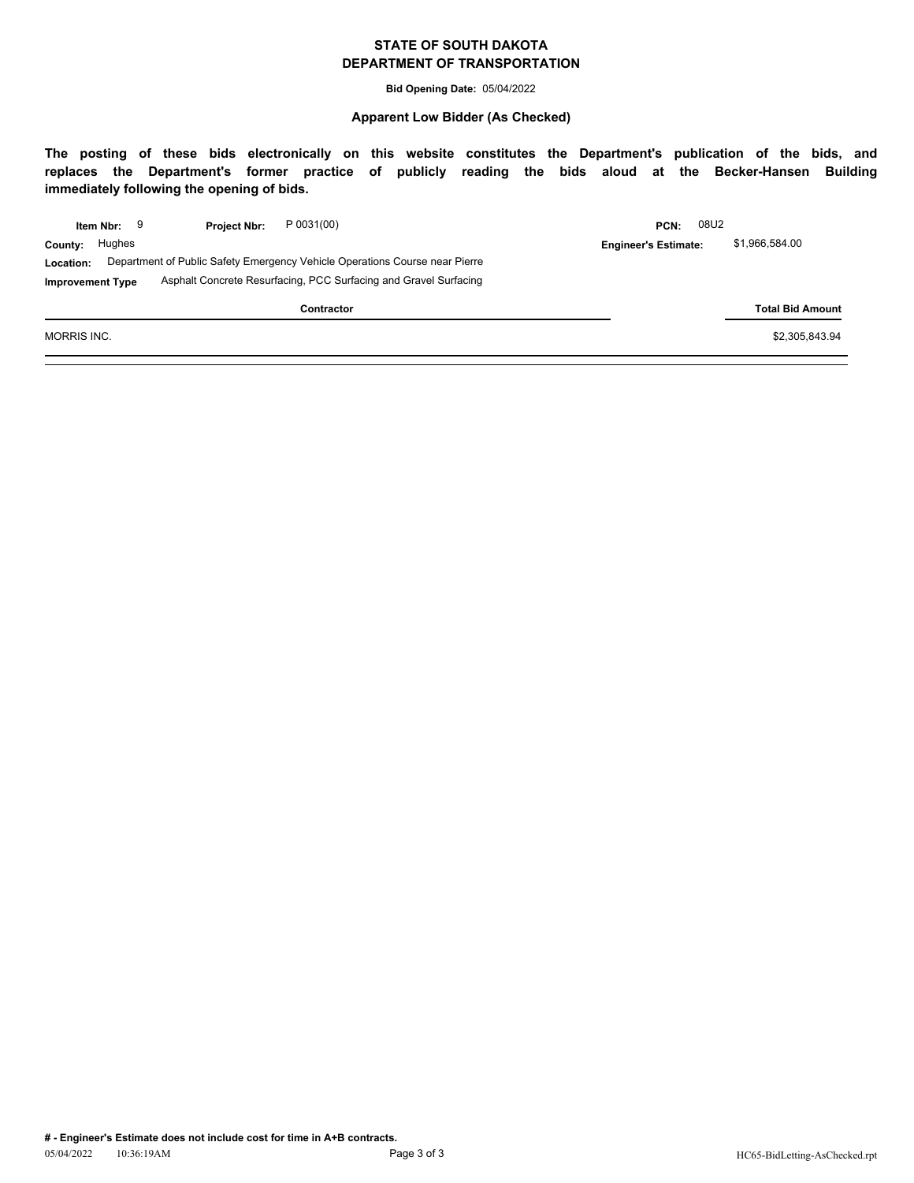# STATE OF SOUTH DAKOTA
# DEPARTMENT OF TRANSPORTATION

**Bid Opening Date:** 05/04/2022

### Apparent Low Bidder (As Checked)

**The posting of these bids electronically on this website constitutes the Department's publication of the bids, and replaces the Department's former practice of publicly reading the bids aloud at the Becker-Hansen Building immediately following the opening of bids.**

**Item Nbr:** 9 **Project Nbr:** P 0031(00) **PCN:** 08U2

**County:** Hughes **Engineer's Estimate:** $1,966,584.00

**Location:** Department of Public Safety Emergency Vehicle Operations Course near Pierre

**Improvement Type** Asphalt Concrete Resurfacing, PCC Surfacing and Gravel Surfacing

| Contractor | Total Bid Amount |
|---|---|
| MORRIS INC. | $2,305,843.94 |

**# - Engineer's Estimate does not include cost for time in A+B contracts.**

05/04/2022 10:36:19AM HC65-BidLetting-AsChecked.rpt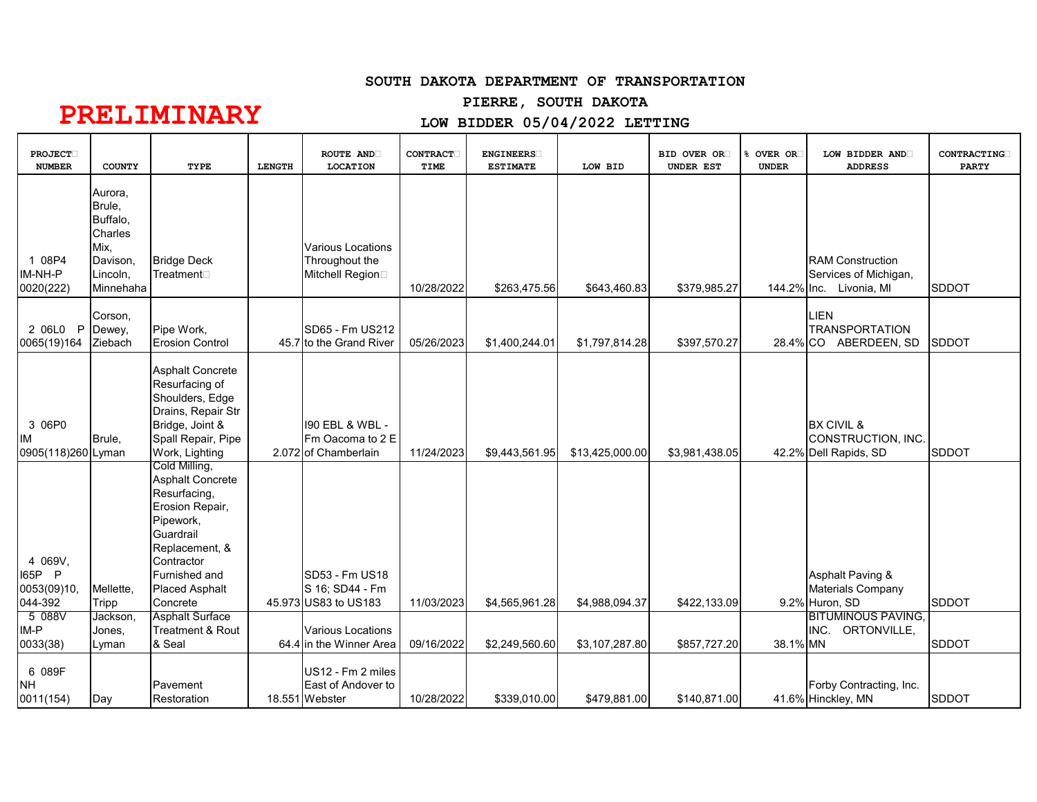# SOUTH DAKOTA DEPARTMENT OF TRANSPORTATION

## PIERRE, SOUTH DAKOTA

## LOW BIDDER 05/04/2022 LETTING

**PRELIMINARY**

| PROJECT NUMBER | COUNTY | TYPE | LENGTH | ROUTE AND LOCATION | CONTRACT TIME | ENGINEERS ESTIMATE | LOW BID | BID OVER OR UNDER EST | % OVER OR UNDER | LOW BIDDER AND ADDRESS | CONTRACTING PARTY |
|---|---|---|---|---|---|---|---|---|---|---|---|
| 1 08P4 IM-NH-P 0020(222) | Aurora, Brule, Buffalo, Charles Mix, Davison, Lincoln, Minnehaha | Bridge Deck Treatment | | Various Locations Throughout the Mitchell Region | 10/28/2022 | $263,475.56 | $643,460.83 | $379,985.27 | 144.2% | RAM Construction Services of Michigan, Inc. Livonia, MI | SDDOT |
| 2 06L0 P 0065(19)164 | Corson, Dewey, Ziebach | Pipe Work, Erosion Control | 45.7 | SD65 - Fm US212 to the Grand River | 05/26/2023 | $1,400,244.01 | $1,797,814.28 | $397,570.27 | 28.4% | LIEN TRANSPORTATION CO ABERDEEN, SD | SDDOT |
| 3 06P0 IM 0905(118)260 | Brule, Lyman | Asphalt Concrete Resurfacing of Shoulders, Edge Drains, Repair Str Bridge, Joint & Spall Repair, Pipe Work, Lighting | 2.072 | I90 EBL & WBL - Fm Oacoma to 2 E of Chamberlain | 11/24/2023 | $9,443,561.95 | $13,425,000.00 | $3,981,438.05 | 42.2% | BX CIVIL & CONSTRUCTION, INC. Dell Rapids, SD | SDDOT |
| 4 069V, I65P P 0053(09)10, 044-392 | Mellette, Tripp | Cold Milling, Asphalt Concrete Resurfacing, Erosion Repair, Pipework, Guardrail Replacement, & Contractor Furnished and Placed Asphalt Concrete | 45.973 | SD53 - Fm US18 S 16; SD44 - Fm US83 to US183 | 11/03/2023 | $4,565,961.28 | $4,988,094.37 | $422,133.09 | 9.2% | Asphalt Paving & Materials Company Huron, SD | SDDOT |
| 5 088V IM-P 0033(38) | Jackson, Jones, Lyman | Asphalt Surface Treatment & Rout & Seal | 64.4 | Various Locations in the Winner Area | 09/16/2022 | $2,249,560.60 | $3,107,287.80 | $857,727.20 | 38.1% | BITUMINOUS PAVING, INC. ORTONVILLE, MN | SDDOT |
| 6 089F NH 0011(154) | Day | Pavement Restoration | 18.551 | US12 - Fm 2 miles East of Andover to Webster | 10/28/2022 | $339,010.00 | $479,881.00 | $140,871.00 | 41.6% | Forby Contracting, Inc. Hinckley, MN | SDDOT |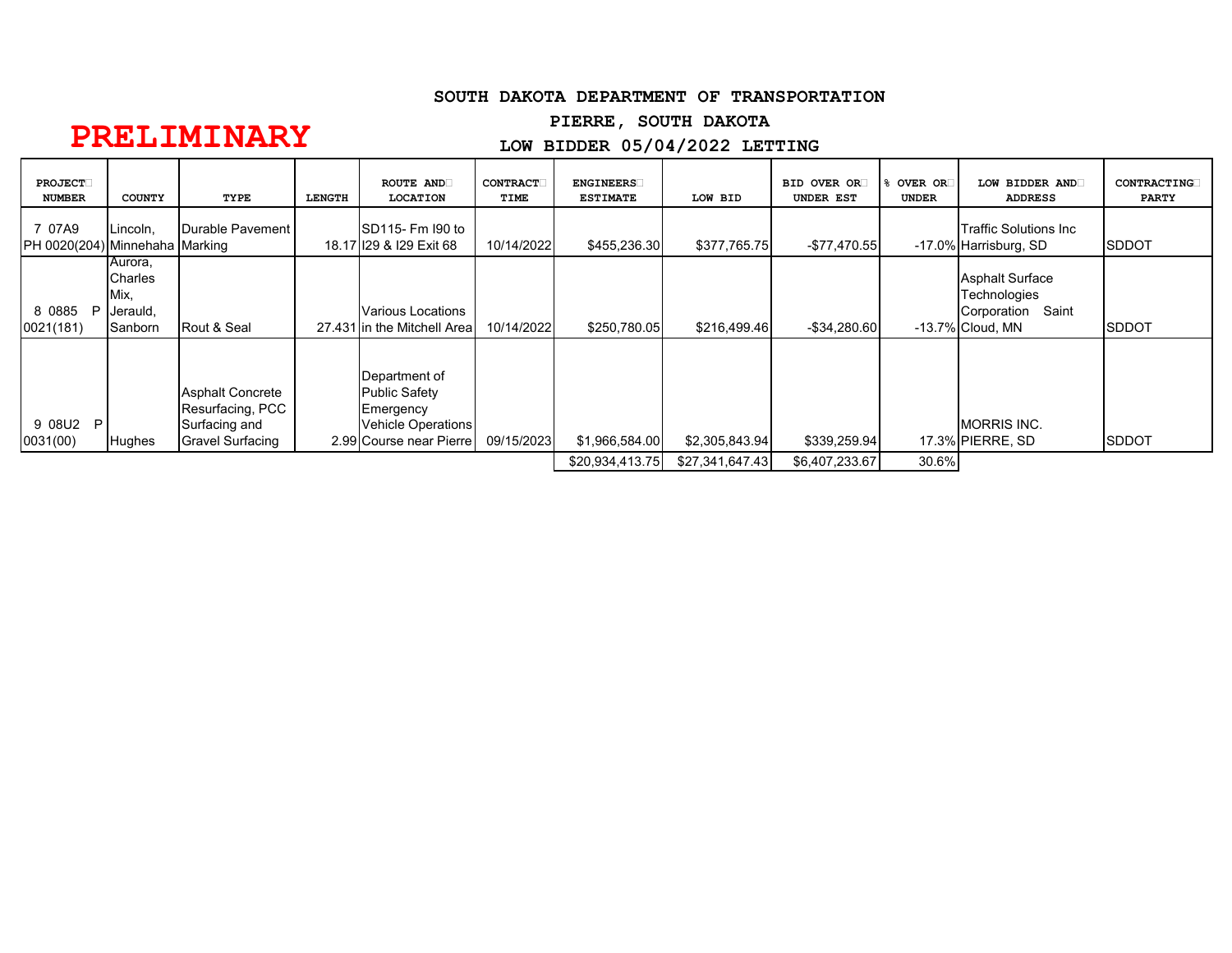**PRELIMINARY**

# SOUTH DAKOTA DEPARTMENT OF TRANSPORTATION

## PIERRE, SOUTH DAKOTA

## LOW BIDDER 05/04/2022 LETTING

| PROJECT NUMBER | COUNTY | TYPE | LENGTH | ROUTE AND LOCATION | CONTRACT TIME | ENGINEERS ESTIMATE | LOW BID | BID OVER OR UNDER EST | % OVER OR UNDER | LOW BIDDER AND ADDRESS | CONTRACTING PARTY |
|---|---|---|---|---|---|---|---|---|---|---|---|
| 7 07A9 PH 0020(204) | Lincoln, Minnehaha | Durable Pavement Marking | 18.17 | SD115- Fm I90 to I29 & I29 Exit 68 | 10/14/2022 | $455,236.30 | $377,765.75 | -$77,470.55 | -17.0% | Traffic Solutions Inc Harrisburg, SD | SDDOT |
| 8 0885 P 0021(181) | Aurora, Charles Mix, Jerauld, Sanborn | Rout & Seal | 27.431 | Various Locations in the Mitchell Area | 10/14/2022 | $250,780.05 | $216,499.46 | -$34,280.60 | -13.7% | Asphalt Surface Technologies Corporation Saint Cloud, MN | SDDOT |
| 9 08U2 P 0031(00) | Hughes | Asphalt Concrete Resurfacing, PCC Surfacing and Gravel Surfacing | 2.99 | Department of Public Safety Emergency Vehicle Operations Course near Pierre | 09/15/2023 | $1,966,584.00 | $2,305,843.94 | $339,259.94 | 17.3% | MORRIS INC. PIERRE, SD | SDDOT |
| | | | | | | $20,934,413.75 | $27,341,647.43 | $6,407,233.67 | 30.6% | | |